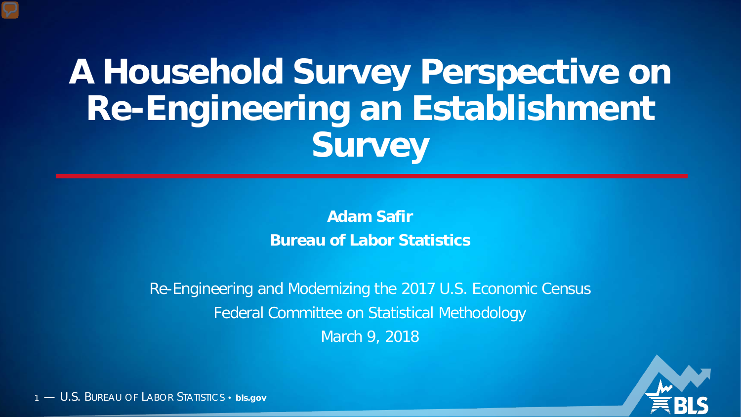# A Household Survey Perspective on Re-Engineering an Establishment Survey

**Adam Safir**

**Bureau of Labor Statistics**

Re-Engineering and Modernizing the 2017 U.S. Economic Census

Federal Committee on Statistical Methodology

March 9, 2018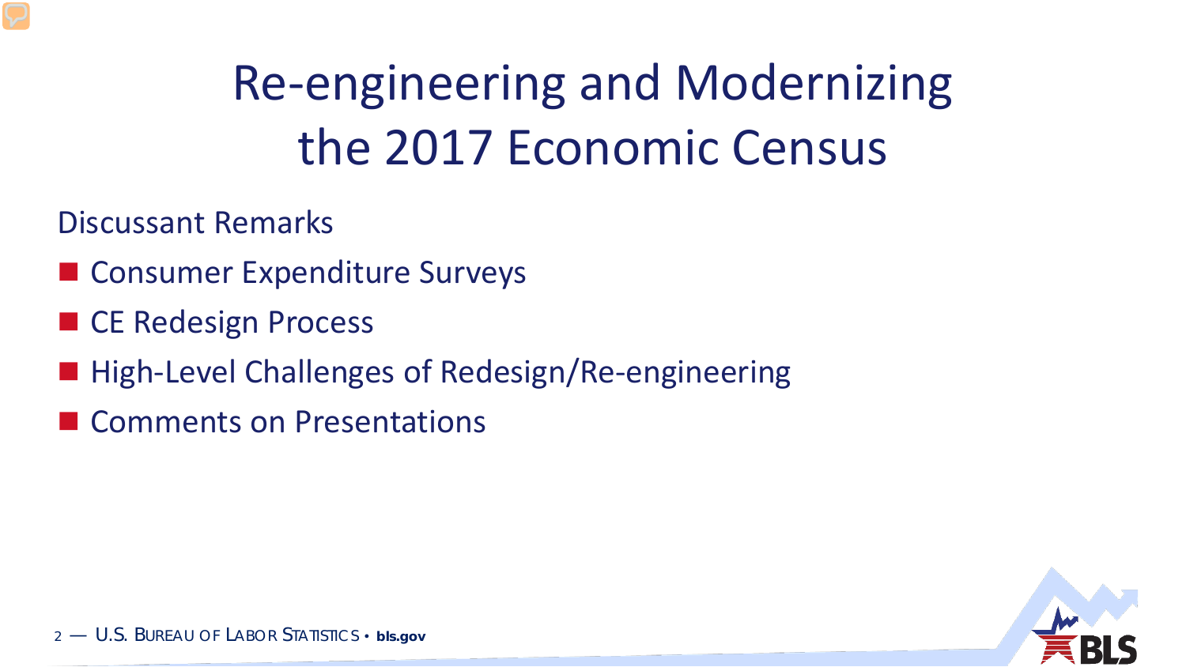# Re-engineering and Modernizing the 2017 Economic Census

Discussant Remarks

- Consumer Expenditure Surveys
- CE Redesign Process
- High-Level Challenges of Redesign/Re-engineering
- Comments on Presentations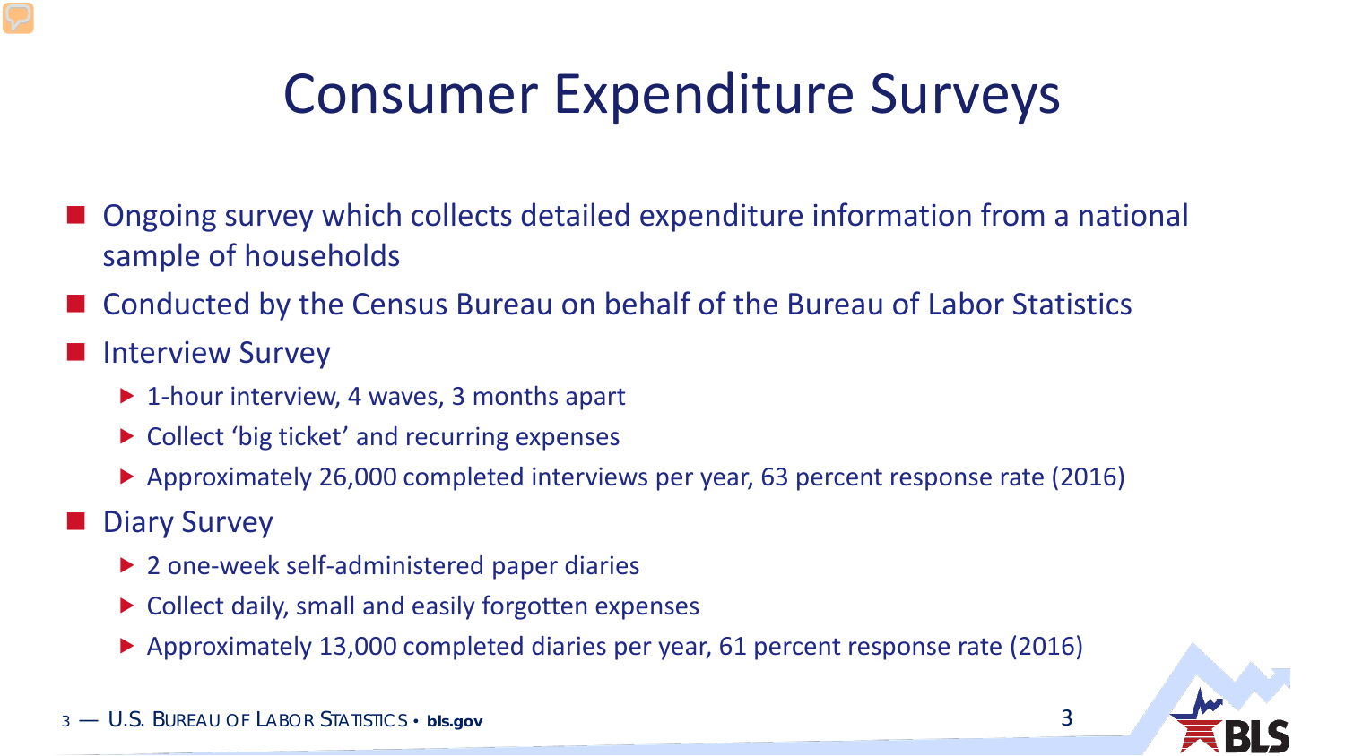# Consumer Expenditure Surveys

- Ongoing survey which collects detailed expenditure information from a national sample of households
- Conducted by the Census Bureau on behalf of the Bureau of Labor Statistics
- Interview Survey
  - 1-hour interview, 4 waves, 3 months apart
  - Collect 'big ticket' and recurring expenses
  - Approximately 26,000 completed interviews per year, 63 percent response rate (2016)
- Diary Survey
  - 2 one-week self-administered paper diaries
  - Collect daily, small and easily forgotten expenses
  - Approximately 13,000 completed diaries per year, 61 percent response rate (2016)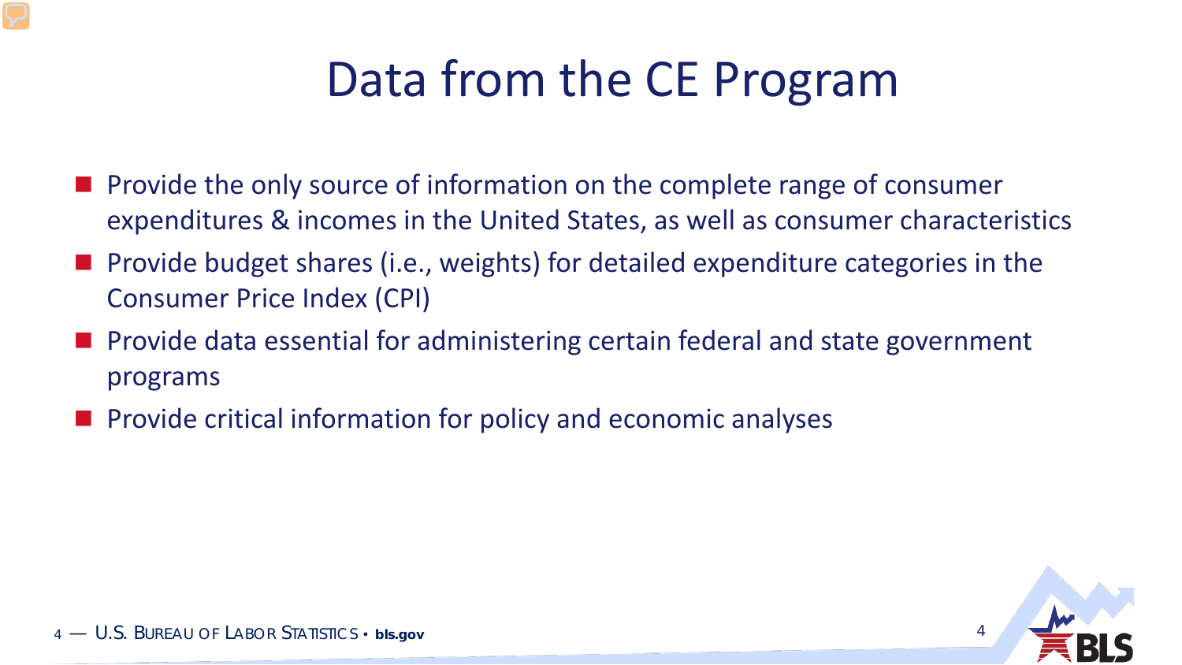# Data from the CE Program

- Provide the only source of information on the complete range of consumer expenditures & incomes in the United States, as well as consumer characteristics
- Provide budget shares (i.e., weights) for detailed expenditure categories in the Consumer Price Index (CPI)
- Provide data essential for administering certain federal and state government programs
- Provide critical information for policy and economic analyses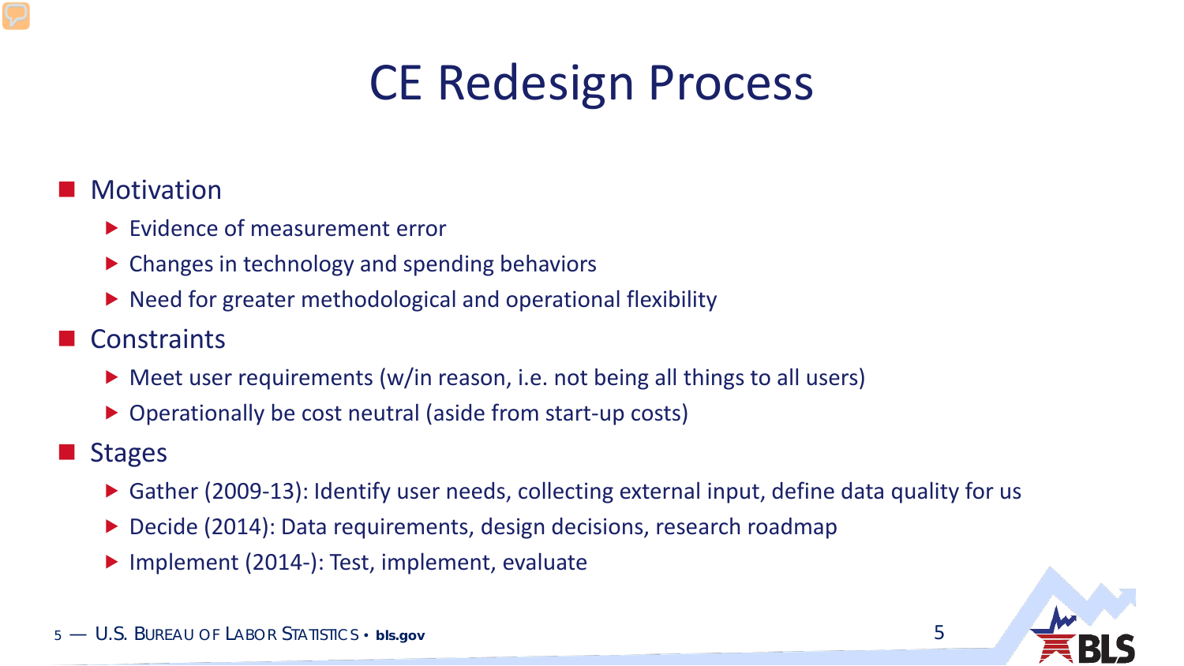# CE Redesign Process

- Motivation
  - Evidence of measurement error
  - Changes in technology and spending behaviors
  - Need for greater methodological and operational flexibility
- Constraints
  - Meet user requirements (w/in reason, i.e. not being all things to all users)
  - Operationally be cost neutral (aside from start-up costs)
- Stages
  - Gather (2009-13): Identify user needs, collecting external input, define data quality for us
  - Decide (2014): Data requirements, design decisions, research roadmap
  - Implement (2014-): Test, implement, evaluate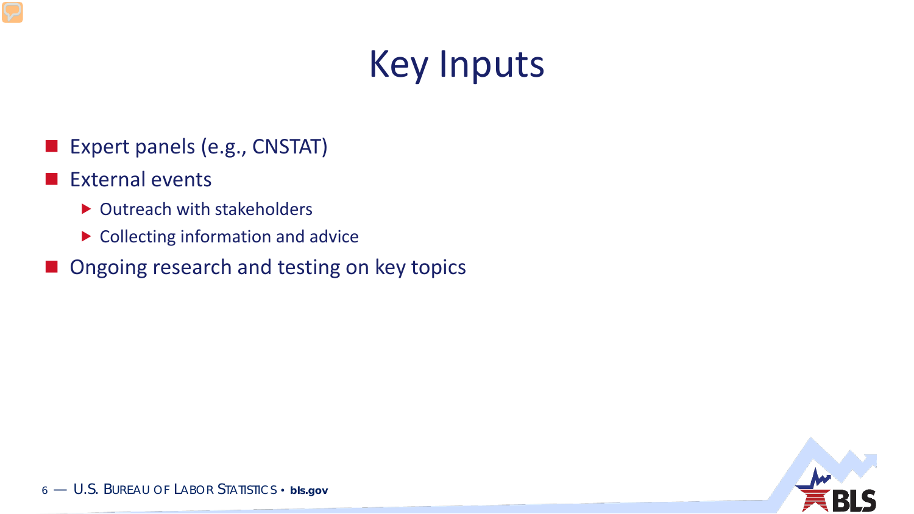# Key Inputs

- Expert panels (e.g., CNSTAT)
- External events
  - Outreach with stakeholders
  - Collecting information and advice
- Ongoing research and testing on key topics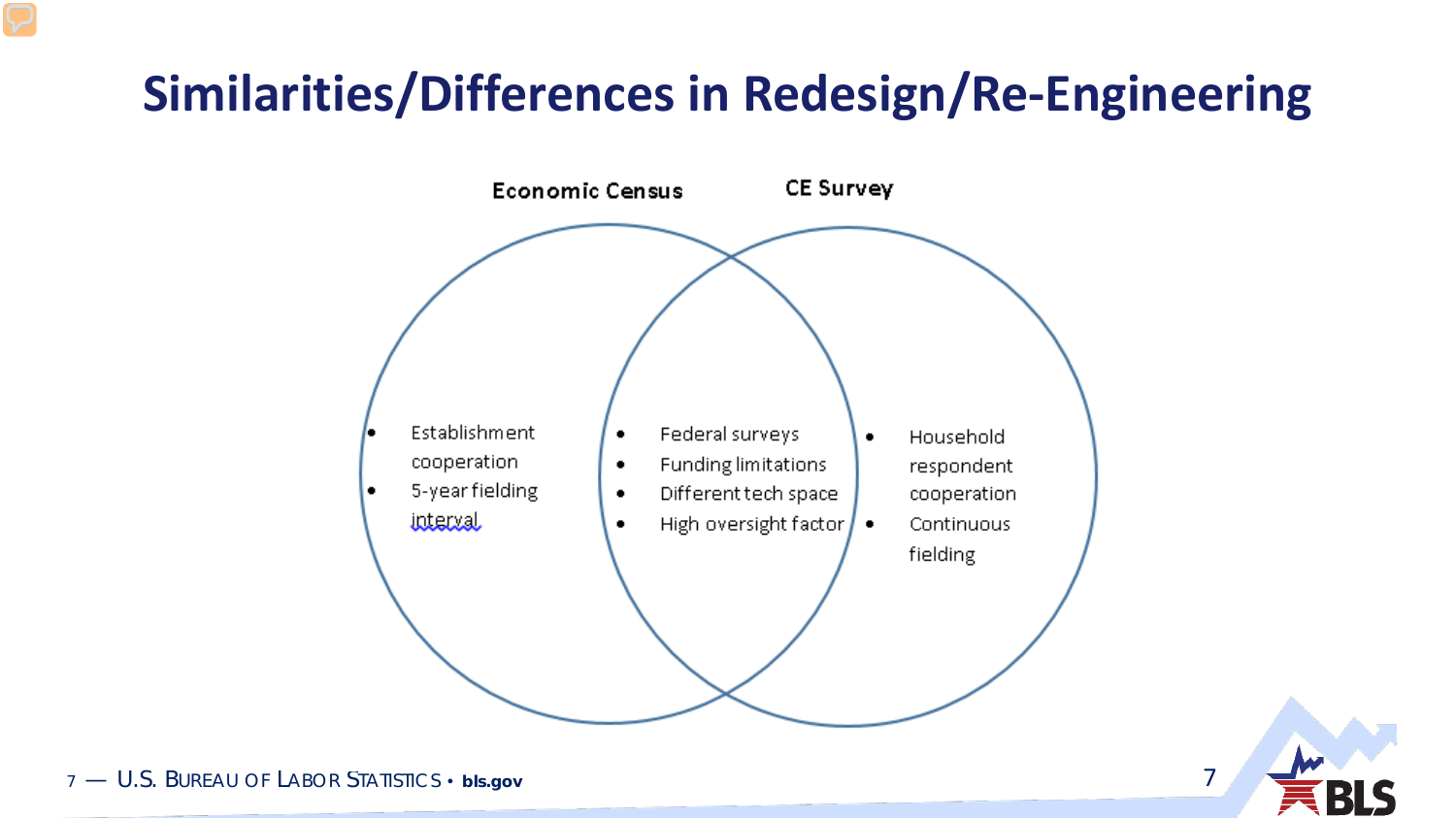# Similarities/Differences in Redesign/Re-Engineering

### Economic Census

- Establishment cooperation
- 5-year fielding interval

### Both (Economic Census and CE Survey)

- Federal surveys
- Funding limitations
- Different tech space
- High oversight factor

### CE Survey

- Household respondent cooperation
- Continuous fielding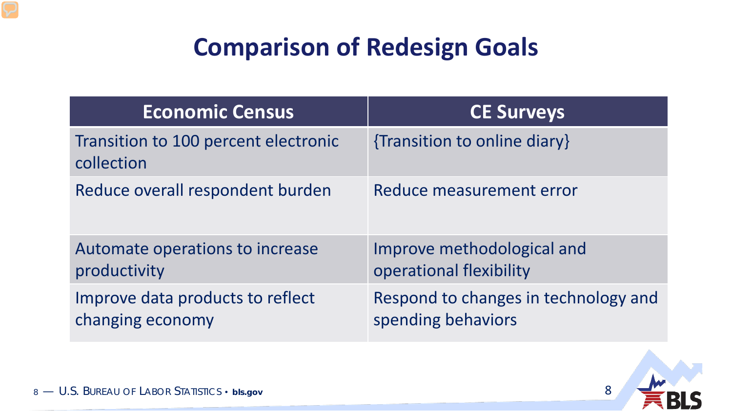# Comparison of Redesign Goals

| Economic Census | CE Surveys |
| --- | --- |
| Transition to 100 percent electronic collection | {Transition to online diary} |
| Reduce overall respondent burden | Reduce measurement error |
| Automate operations to increase productivity | Improve methodological and operational flexibility |
| Improve data products to reflect changing economy | Respond to changes in technology and spending behaviors |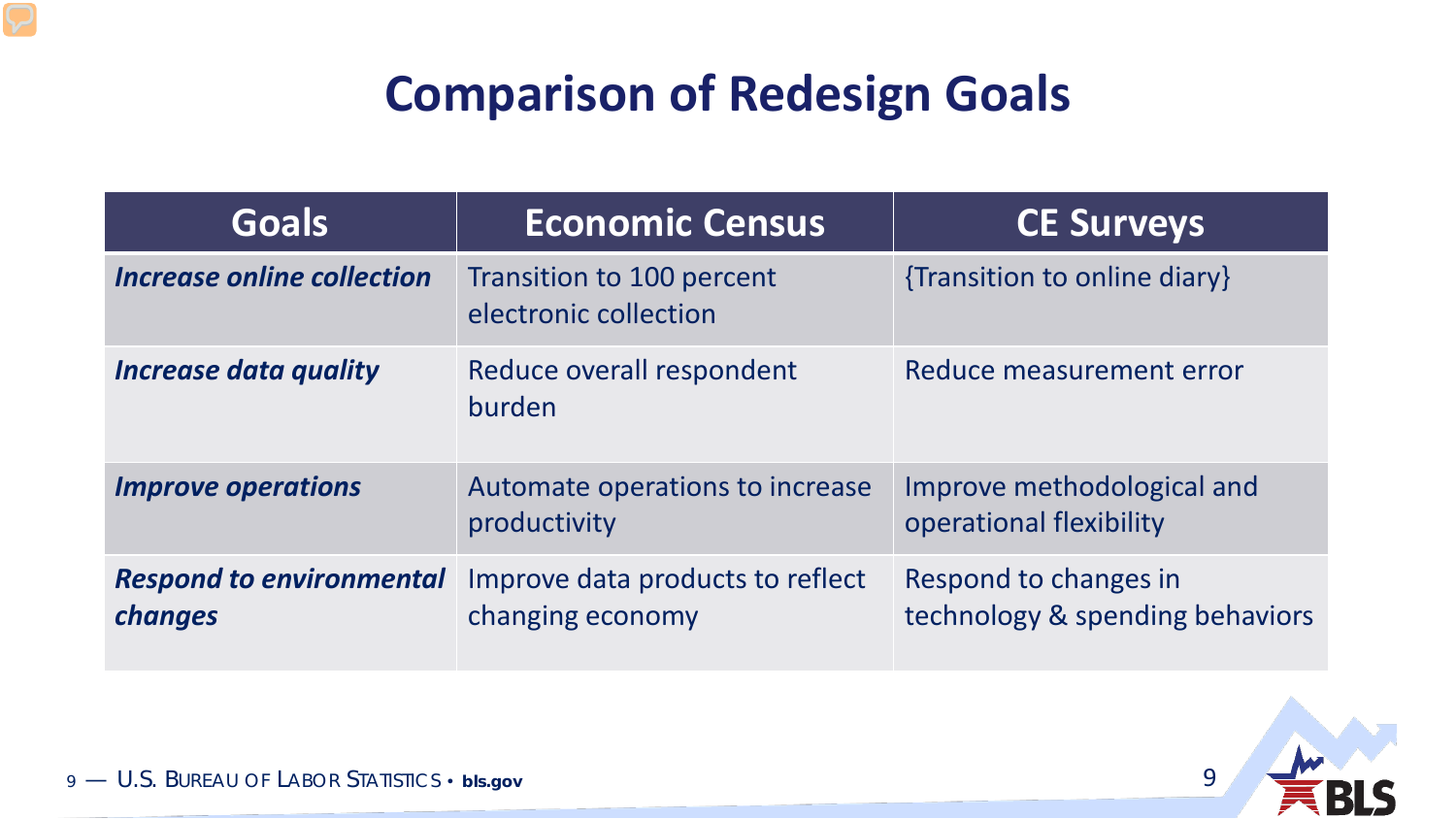# Comparison of Redesign Goals

| Goals | Economic Census | CE Surveys |
| --- | --- | --- |
| ***Increase online collection*** | Transition to 100 percent electronic collection | {Transition to online diary} |
| ***Increase data quality*** | Reduce overall respondent burden | Reduce measurement error |
| ***Improve operations*** | Automate operations to increase productivity | Improve methodological and operational flexibility |
| ***Respond to environmental changes*** | Improve data products to reflect changing economy | Respond to changes in technology & spending behaviors |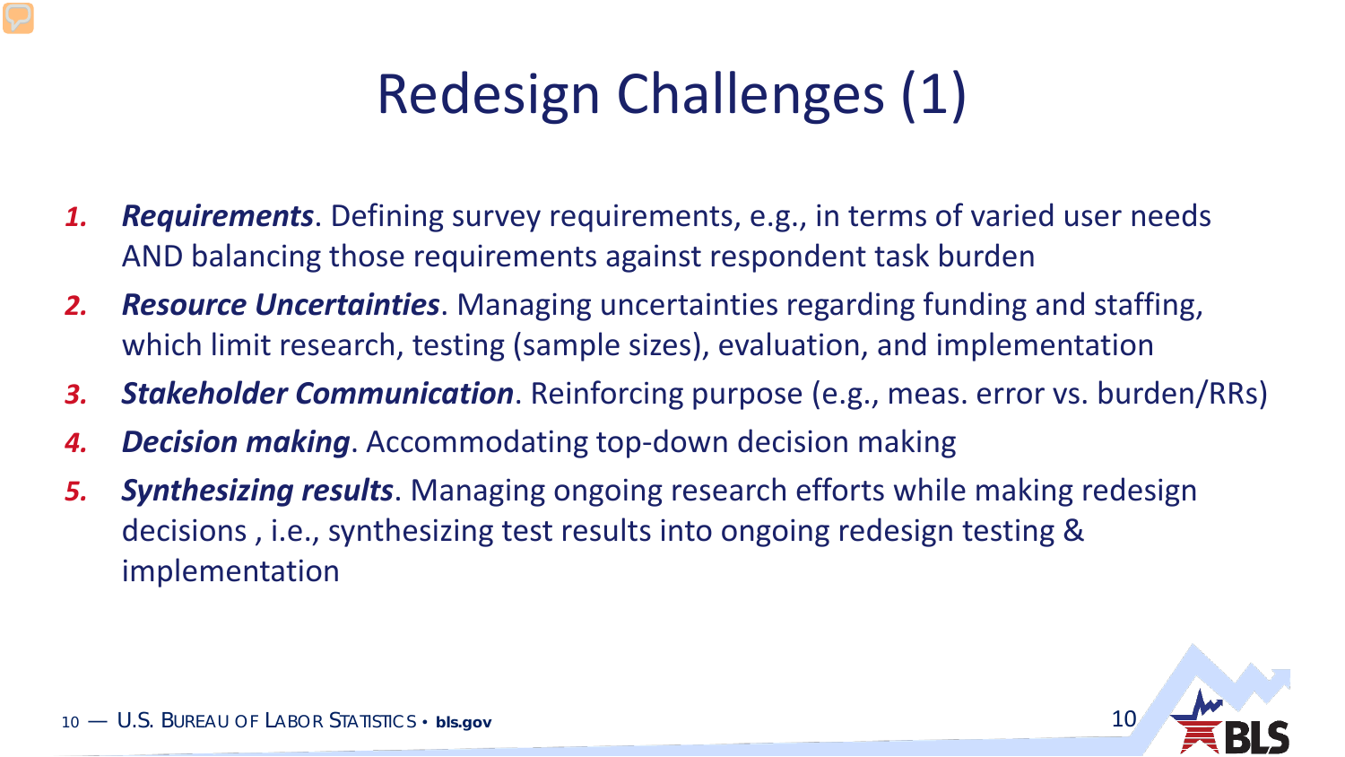# Redesign Challenges (1)

1. ***Requirements***. Defining survey requirements, e.g., in terms of varied user needs AND balancing those requirements against respondent task burden
2. ***Resource Uncertainties***. Managing uncertainties regarding funding and staffing, which limit research, testing (sample sizes), evaluation, and implementation
3. ***Stakeholder Communication***. Reinforcing purpose (e.g., meas. error vs. burden/RRs)
4. ***Decision making***. Accommodating top-down decision making
5. ***Synthesizing results***. Managing ongoing research efforts while making redesign decisions , i.e., synthesizing test results into ongoing redesign testing & implementation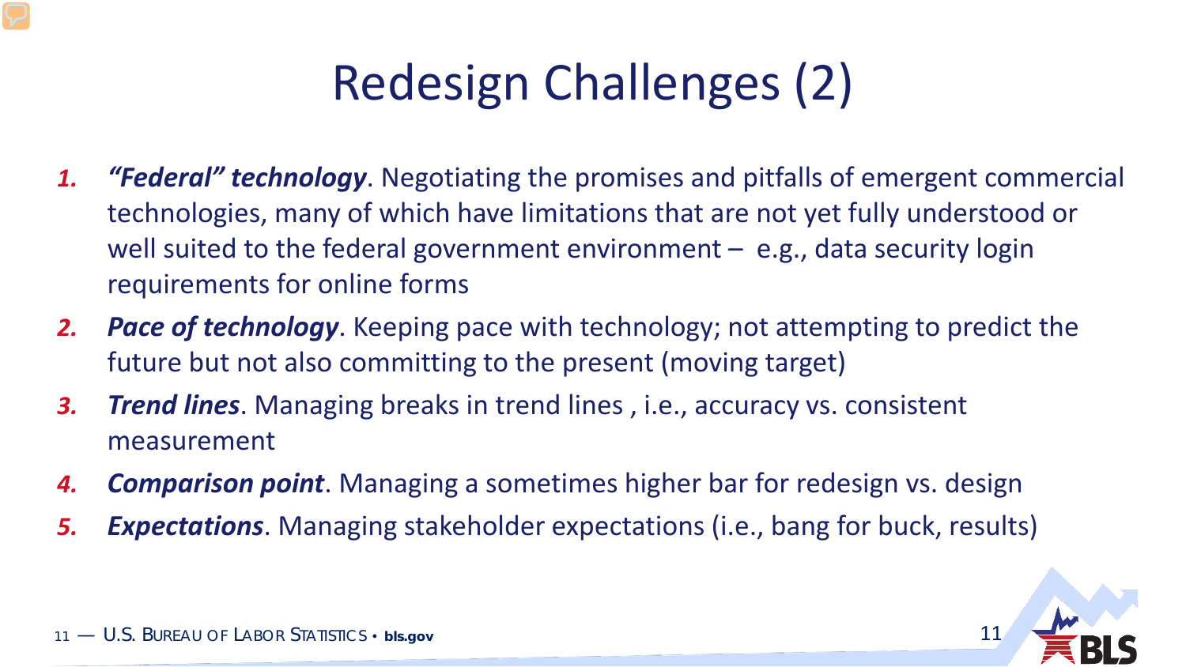# Redesign Challenges (2)

1. ***“Federal” technology***. Negotiating the promises and pitfalls of emergent commercial technologies, many of which have limitations that are not yet fully understood or well suited to the federal government environment – e.g., data security login requirements for online forms
2. ***Pace of technology***. Keeping pace with technology; not attempting to predict the future but not also committing to the present (moving target)
3. ***Trend lines***. Managing breaks in trend lines , i.e., accuracy vs. consistent measurement
4. ***Comparison point***. Managing a sometimes higher bar for redesign vs. design
5. ***Expectations***. Managing stakeholder expectations (i.e., bang for buck, results)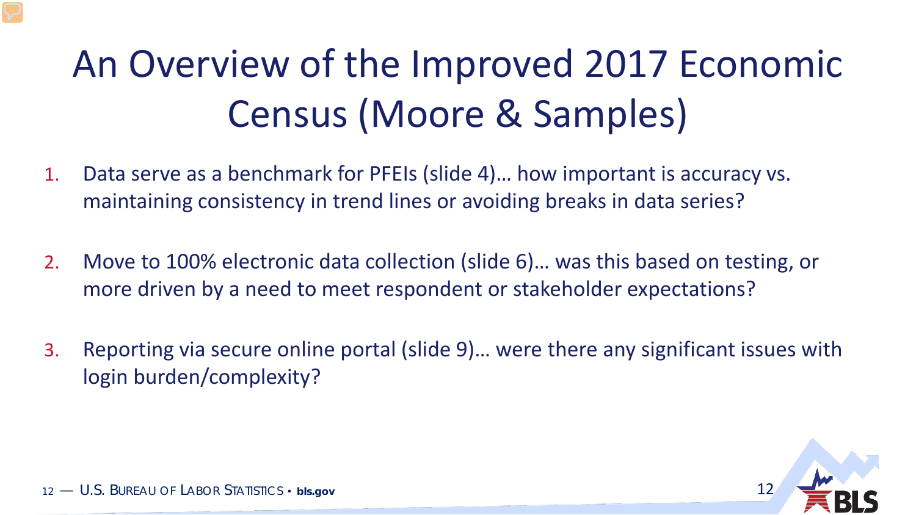# An Overview of the Improved 2017 Economic Census (Moore & Samples)

1. Data serve as a benchmark for PFEIs (slide 4)… how important is accuracy vs. maintaining consistency in trend lines or avoiding breaks in data series?

2. Move to 100% electronic data collection (slide 6)… was this based on testing, or more driven by a need to meet respondent or stakeholder expectations?

3. Reporting via secure online portal (slide 9)… were there any significant issues with login burden/complexity?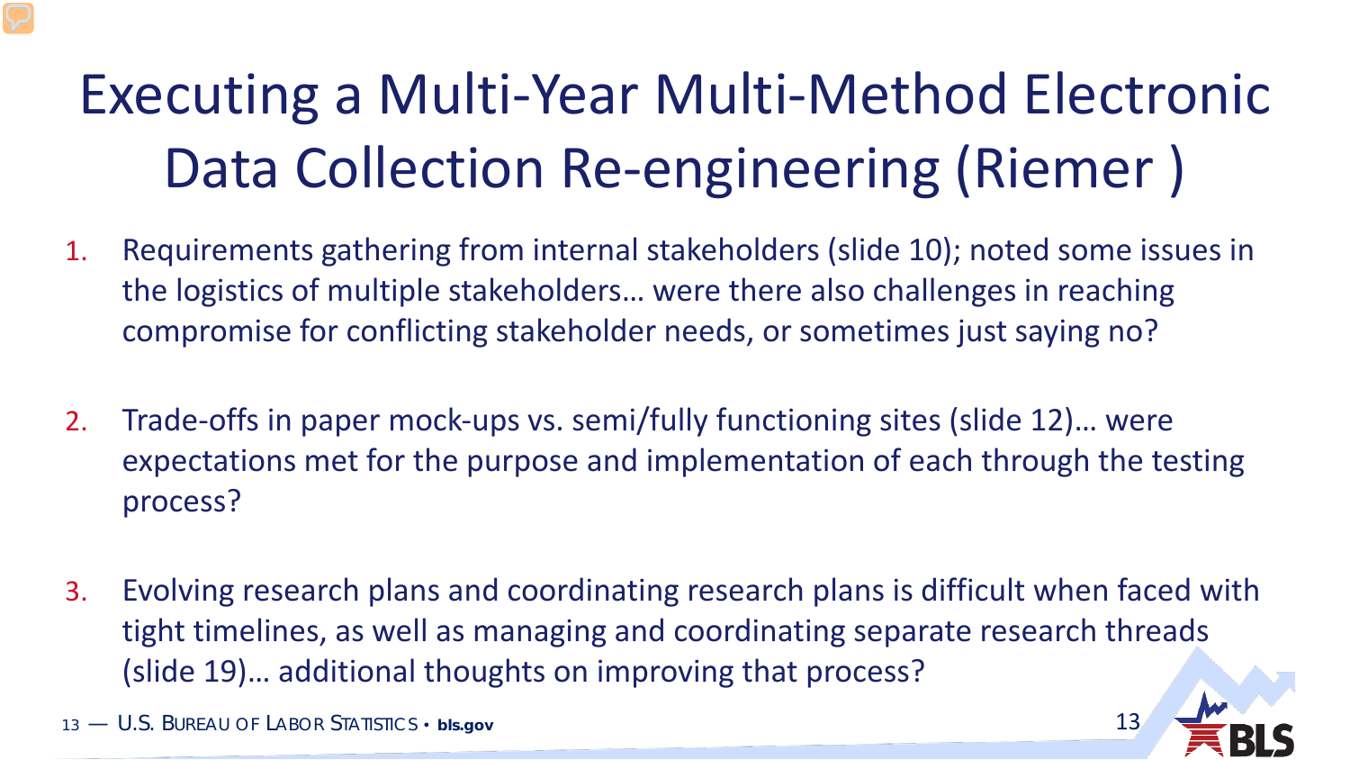# Executing a Multi-Year Multi-Method Electronic Data Collection Re-engineering (Riemer )

1. Requirements gathering from internal stakeholders (slide 10); noted some issues in the logistics of multiple stakeholders… were there also challenges in reaching compromise for conflicting stakeholder needs, or sometimes just saying no?

2. Trade-offs in paper mock-ups vs. semi/fully functioning sites (slide 12)… were expectations met for the purpose and implementation of each through the testing process?

3. Evolving research plans and coordinating research plans is difficult when faced with tight timelines, as well as managing and coordinating separate research threads (slide 19)… additional thoughts on improving that process?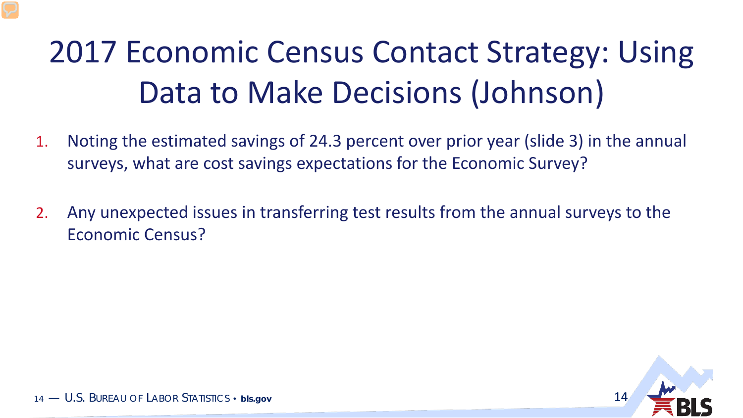# 2017 Economic Census Contact Strategy: Using Data to Make Decisions (Johnson)

1. Noting the estimated savings of 24.3 percent over prior year (slide 3) in the annual surveys, what are cost savings expectations for the Economic Survey?
2. Any unexpected issues in transferring test results from the annual surveys to the Economic Census?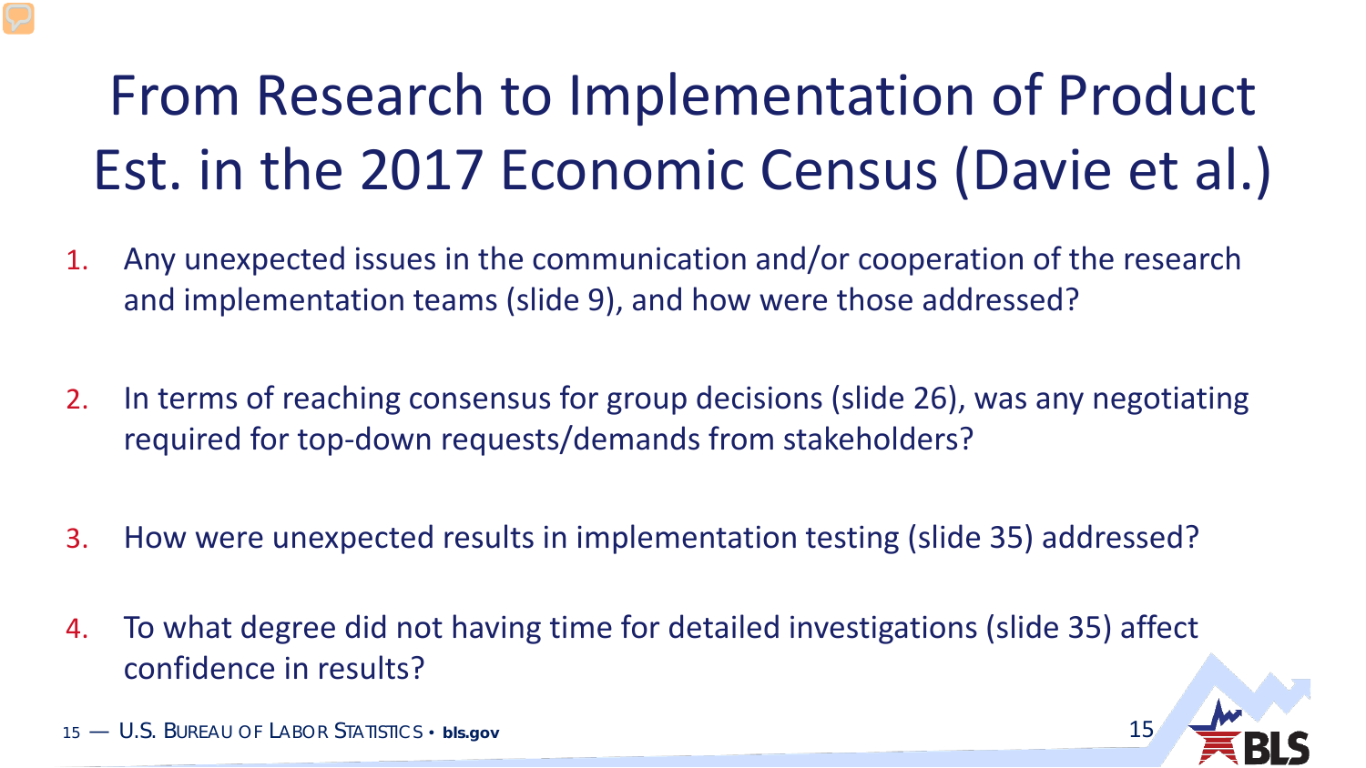# From Research to Implementation of Product Est. in the 2017 Economic Census (Davie et al.)

1. Any unexpected issues in the communication and/or cooperation of the research and implementation teams (slide 9), and how were those addressed?

2. In terms of reaching consensus for group decisions (slide 26), was any negotiating required for top-down requests/demands from stakeholders?

3. How were unexpected results in implementation testing (slide 35) addressed?

4. To what degree did not having time for detailed investigations (slide 35) affect confidence in results?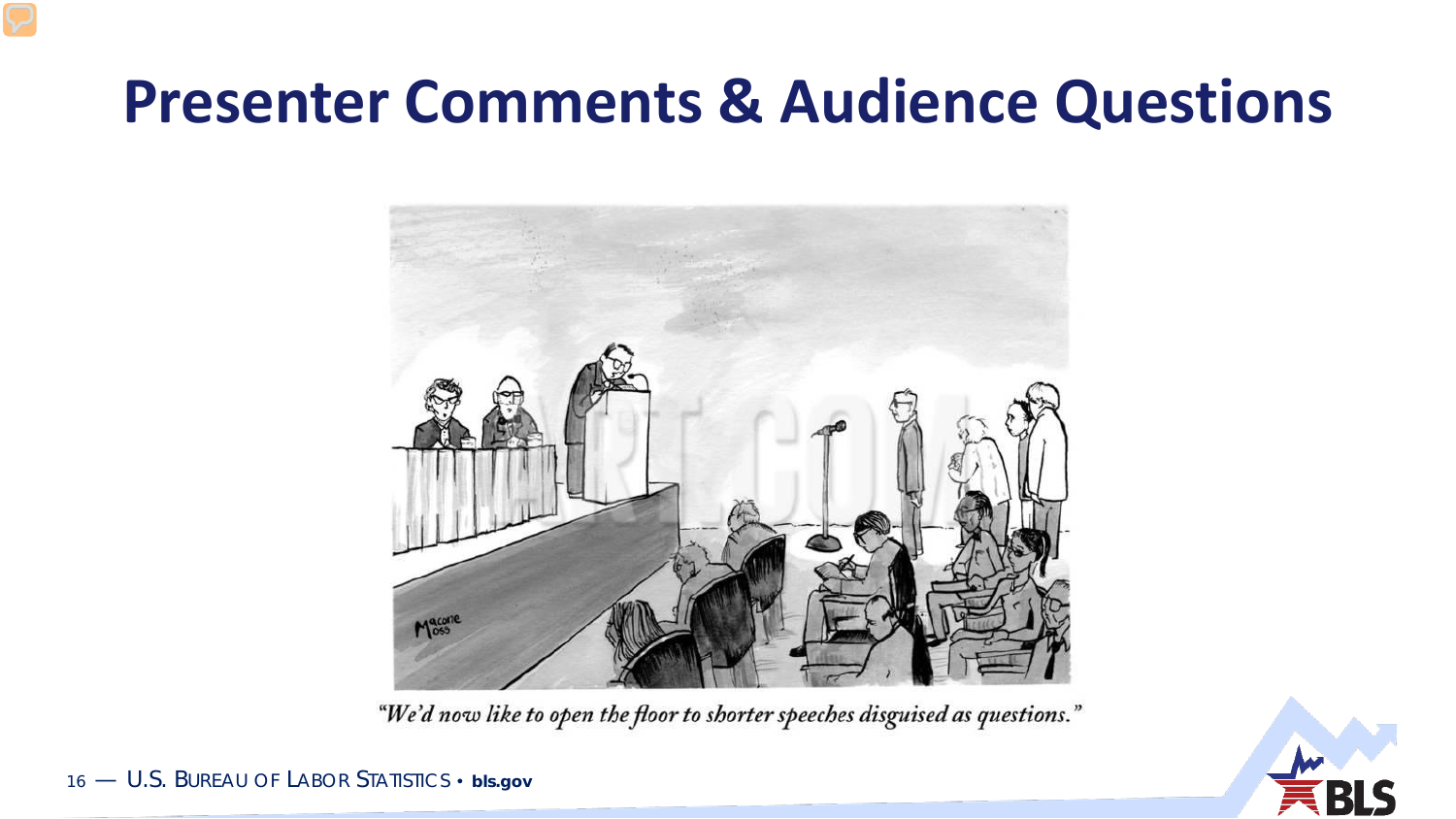# Presenter Comments & Audience Questions

"We'd now like to open the floor to shorter speeches disguised as questions."